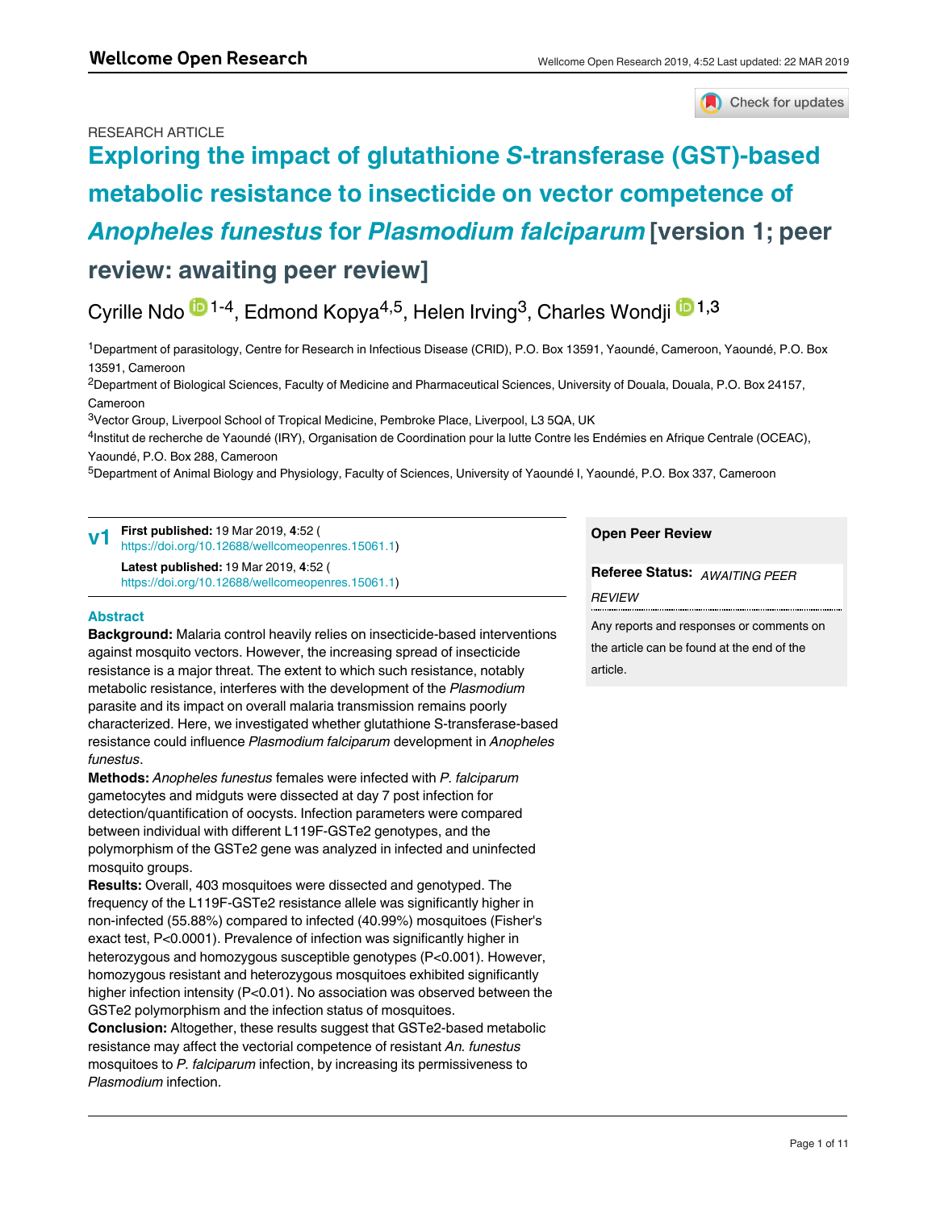RESEARCH ARTICLE

# Exploring the impact of glutathione *S*-transferase (GST)-based metabolic resistance to insecticide on vector competence of *Anopheles funestus* for *Plasmodium falciparum* [version 1; peer review: awaiting peer review]

Cyrille Ndo[1-4], Edmond Kopya[4,5], Helen Irving[3], Charles Wondji[1,3]

[1]Department of parasitology, Centre for Research in Infectious Disease (CRID), P.O. Box 13591, Yaoundé, Cameroon, Yaoundé, P.O. Box 13591, Cameroon

[2]Department of Biological Sciences, Faculty of Medicine and Pharmaceutical Sciences, University of Douala, Douala, P.O. Box 24157, Cameroon

[3]Vector Group, Liverpool School of Tropical Medicine, Pembroke Place, Liverpool, L3 5QA, UK

[4]Institut de recherche de Yaoundé (IRY), Organisation de Coordination pour la lutte Contre les Endémies en Afrique Centrale (OCEAC), Yaoundé, P.O. Box 288, Cameroon

[5]Department of Animal Biology and Physiology, Faculty of Sciences, University of Yaoundé I, Yaoundé, P.O. Box 337, Cameroon

**v1** **First published:** 19 Mar 2019, **4**:52 (https://doi.org/10.12688/wellcomeopenres.15061.1)

**Latest published:** 19 Mar 2019, **4**:52 (https://doi.org/10.12688/wellcomeopenres.15061.1)

## Abstract

**Background:** Malaria control heavily relies on insecticide-based interventions against mosquito vectors. However, the increasing spread of insecticide resistance is a major threat. The extent to which such resistance, notably metabolic resistance, interferes with the development of the *Plasmodium* parasite and its impact on overall malaria transmission remains poorly characterized. Here, we investigated whether glutathione S-transferase-based resistance could influence *Plasmodium falciparum* development in *Anopheles funestus*.

**Methods:** *Anopheles funestus* females were infected with *P. falciparum* gametocytes and midguts were dissected at day 7 post infection for detection/quantification of oocysts. Infection parameters were compared between individual with different L119F-GSTe2 genotypes, and the polymorphism of the GSTe2 gene was analyzed in infected and uninfected mosquito groups.

**Results:** Overall, 403 mosquitoes were dissected and genotyped. The frequency of the L119F-GSTe2 resistance allele was significantly higher in non-infected (55.88%) compared to infected (40.99%) mosquitoes (Fisher's exact test, $P<0.0001$). Prevalence of infection was significantly higher in heterozygous and homozygous susceptible genotypes ($P<0.001$). However, homozygous resistant and heterozygous mosquitoes exhibited significantly higher infection intensity ($P<0.01$). No association was observed between the GSTe2 polymorphism and the infection status of mosquitoes.

**Conclusion:** Altogether, these results suggest that GSTe2-based metabolic resistance may affect the vectorial competence of resistant *An. funestus* mosquitoes to *P. falciparum* infection, by increasing its permissiveness to *Plasmodium* infection.

**Open Peer Review**

**Referee Status:** *AWAITING PEER REVIEW*

Any reports and responses or comments on the article can be found at the end of the article.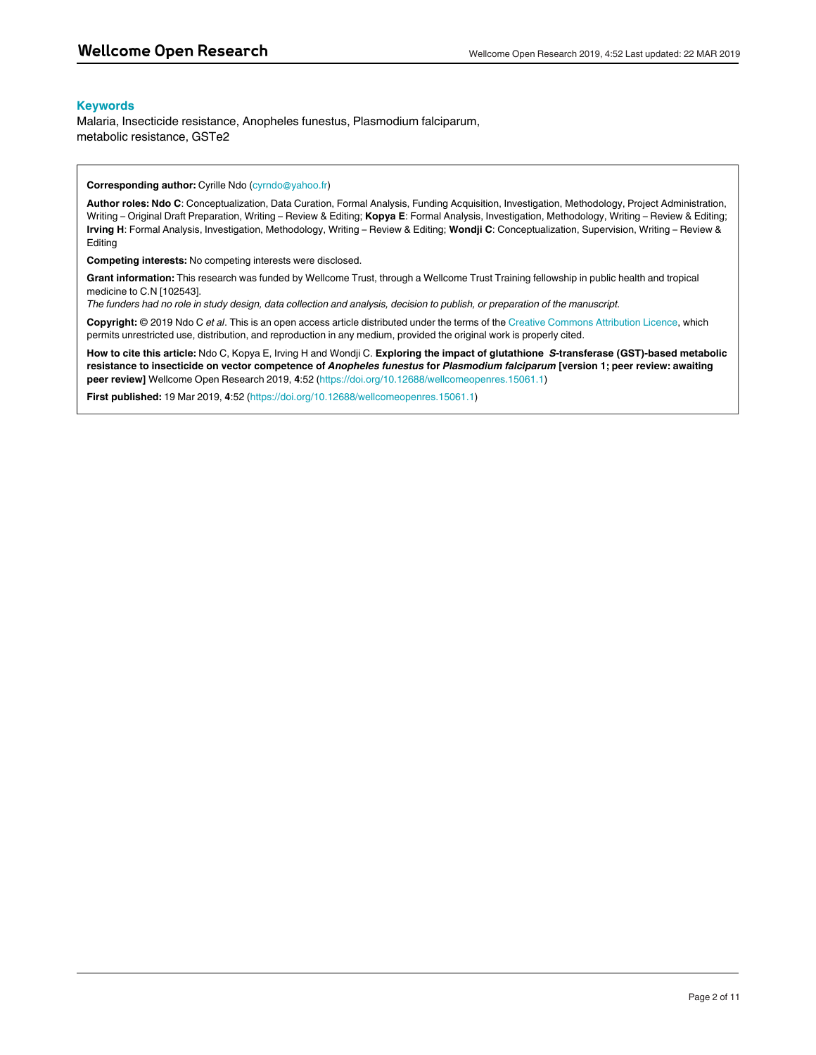## Keywords

Malaria, Insecticide resistance, Anopheles funestus, Plasmodium falciparum, metabolic resistance, GSTe2

**Corresponding author:** Cyrille Ndo (cyrndo@yahoo.fr)

**Author roles: Ndo C**: Conceptualization, Data Curation, Formal Analysis, Funding Acquisition, Investigation, Methodology, Project Administration, Writing – Original Draft Preparation, Writing – Review & Editing; **Kopya E**: Formal Analysis, Investigation, Methodology, Writing – Review & Editing; **Irving H**: Formal Analysis, Investigation, Methodology, Writing – Review & Editing; **Wondji C**: Conceptualization, Supervision, Writing – Review & Editing

**Competing interests:** No competing interests were disclosed.

**Grant information:** This research was funded by Wellcome Trust, through a Wellcome Trust Training fellowship in public health and tropical medicine to C.N [102543].

*The funders had no role in study design, data collection and analysis, decision to publish, or preparation of the manuscript.*

**Copyright:** © 2019 Ndo C *et al*. This is an open access article distributed under the terms of the Creative Commons Attribution Licence, which permits unrestricted use, distribution, and reproduction in any medium, provided the original work is properly cited.

**How to cite this article:** Ndo C, Kopya E, Irving H and Wondji C. **Exploring the impact of glutathione *S*-transferase (GST)-based metabolic resistance to insecticide on vector competence of *Anopheles funestus* for *Plasmodium falciparum* [version 1; peer review: awaiting peer review]** Wellcome Open Research 2019, **4**:52 (https://doi.org/10.12688/wellcomeopenres.15061.1)

**First published:** 19 Mar 2019, **4**:52 (https://doi.org/10.12688/wellcomeopenres.15061.1)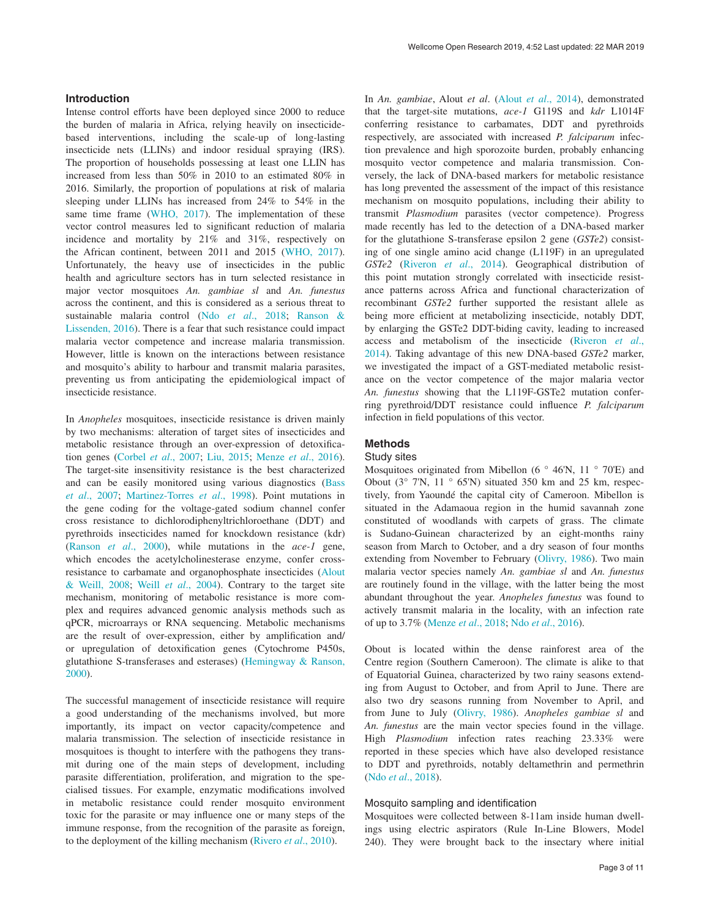## Introduction

Intense control efforts have been deployed since 2000 to reduce the burden of malaria in Africa, relying heavily on insecticide-based interventions, including the scale-up of long-lasting insecticide nets (LLINs) and indoor residual spraying (IRS). The proportion of households possessing at least one LLIN has increased from less than 50% in 2010 to an estimated 80% in 2016. Similarly, the proportion of populations at risk of malaria sleeping under LLINs has increased from 24% to 54% in the same time frame (WHO, 2017). The implementation of these vector control measures led to significant reduction of malaria incidence and mortality by 21% and 31%, respectively on the African continent, between 2011 and 2015 (WHO, 2017). Unfortunately, the heavy use of insecticides in the public health and agriculture sectors has in turn selected resistance in major vector mosquitoes *An. gambiae sl* and *An. funestus* across the continent, and this is considered as a serious threat to sustainable malaria control (Ndo *et al*., 2018; Ranson & Lissenden, 2016). There is a fear that such resistance could impact malaria vector competence and increase malaria transmission. However, little is known on the interactions between resistance and mosquito's ability to harbour and transmit malaria parasites, preventing us from anticipating the epidemiological impact of insecticide resistance.

In *Anopheles* mosquitoes, insecticide resistance is driven mainly by two mechanisms: alteration of target sites of insecticides and metabolic resistance through an over-expression of detoxification genes (Corbel *et al*., 2007; Liu, 2015; Menze *et al*., 2016). The target-site insensitivity resistance is the best characterized and can be easily monitored using various diagnostics (Bass *et al*., 2007; Martinez-Torres *et al*., 1998). Point mutations in the gene coding for the voltage-gated sodium channel confer cross resistance to dichlorodiphenyltrichloroethane (DDT) and pyrethroids insecticides named for knockdown resistance (kdr) (Ranson *et al*., 2000), while mutations in the *ace-1* gene, which encodes the acetylcholinesterase enzyme, confer cross-resistance to carbamate and organophosphate insecticides (Alout & Weill, 2008; Weill *et al*., 2004). Contrary to the target site mechanism, monitoring of metabolic resistance is more complex and requires advanced genomic analysis methods such as qPCR, microarrays or RNA sequencing. Metabolic mechanisms are the result of over-expression, either by amplification and/or upregulation of detoxification genes (Cytochrome P450s, glutathione S-transferases and esterases) (Hemingway & Ranson, 2000).

The successful management of insecticide resistance will require a good understanding of the mechanisms involved, but more importantly, its impact on vector capacity/competence and malaria transmission. The selection of insecticide resistance in mosquitoes is thought to interfere with the pathogens they transmit during one of the main steps of development, including parasite differentiation, proliferation, and migration to the specialised tissues. For example, enzymatic modifications involved in metabolic resistance could render mosquito environment toxic for the parasite or may influence one or many steps of the immune response, from the recognition of the parasite as foreign, to the deployment of the killing mechanism (Rivero *et al*., 2010).

In *An. gambiae*, Alout *et al*. (Alout *et al*., 2014), demonstrated that the target-site mutations, *ace-1* G119S and *kdr* L1014F conferring resistance to carbamates, DDT and pyrethroids respectively, are associated with increased *P. falciparum* infection prevalence and high sporozoite burden, probably enhancing mosquito vector competence and malaria transmission. Conversely, the lack of DNA-based markers for metabolic resistance has long prevented the assessment of the impact of this resistance mechanism on mosquito populations, including their ability to transmit *Plasmodium* parasites (vector competence). Progress made recently has led to the detection of a DNA-based marker for the glutathione S-transferase epsilon 2 gene (*GSTe2*) consisting of one single amino acid change (L119F) in an upregulated *GSTe2* (Riveron *et al*., 2014). Geographical distribution of this point mutation strongly correlated with insecticide resistance patterns across Africa and functional characterization of recombinant *GSTe2* further supported the resistant allele as being more efficient at metabolizing insecticide, notably DDT, by enlarging the GSTe2 DDT-biding cavity, leading to increased access and metabolism of the insecticide (Riveron *et al*., 2014). Taking advantage of this new DNA-based *GSTe2* marker, we investigated the impact of a GST-mediated metabolic resistance on the vector competence of the major malaria vector *An. funestus* showing that the L119F-GSTe2 mutation conferring pyrethroid/DDT resistance could influence *P. falciparum* infection in field populations of this vector.

## Methods

### Study sites

Mosquitoes originated from Mibellon (6 ° 46'N, 11 ° 70'E) and Obout (3° 7'N, 11 ° 65'N) situated 350 km and 25 km, respectively, from Yaoundé the capital city of Cameroon. Mibellon is situated in the Adamaoua region in the humid savannah zone constituted of woodlands with carpets of grass. The climate is Sudano-Guinean characterized by an eight-months rainy season from March to October, and a dry season of four months extending from November to February (Olivry, 1986). Two main malaria vector species namely *An. gambiae sl* and *An. funestus* are routinely found in the village, with the latter being the most abundant throughout the year. *Anopheles funestus* was found to actively transmit malaria in the locality, with an infection rate of up to 3.7% (Menze *et al*., 2018; Ndo *et al*., 2016).

Obout is located within the dense rainforest area of the Centre region (Southern Cameroon). The climate is alike to that of Equatorial Guinea, characterized by two rainy seasons extending from August to October, and from April to June. There are also two dry seasons running from November to April, and from June to July (Olivry, 1986). *Anopheles gambiae sl* and *An. funestus* are the main vector species found in the village. High *Plasmodium* infection rates reaching 23.33% were reported in these species which have also developed resistance to DDT and pyrethroids, notably deltamethrin and permethrin (Ndo *et al*., 2018).

### Mosquito sampling and identification

Mosquitoes were collected between 8-11am inside human dwellings using electric aspirators (Rule In-Line Blowers, Model 240). They were brought back to the insectary where initial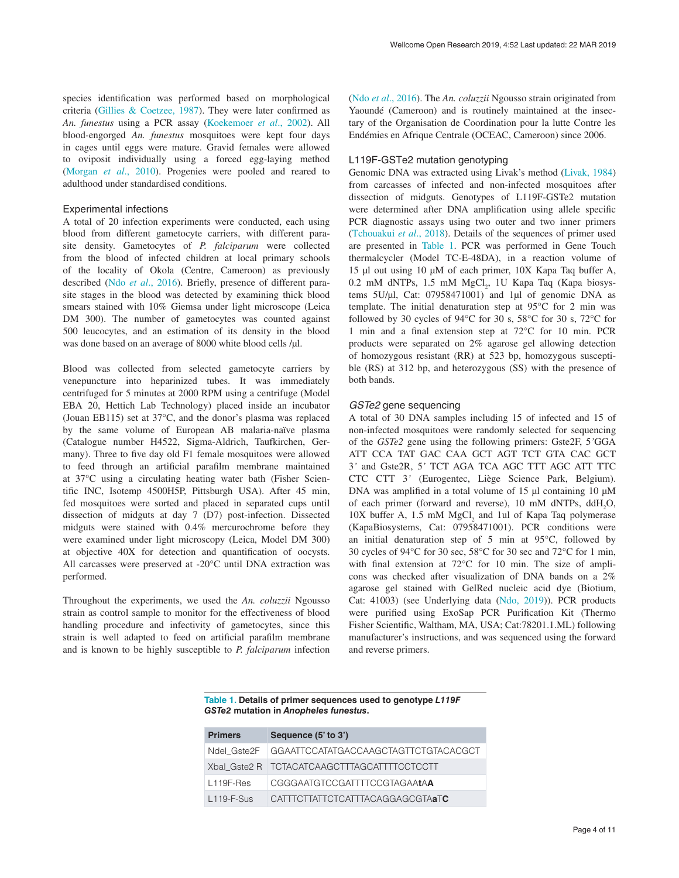species identification was performed based on morphological criteria (Gillies & Coetzee, 1987). They were later confirmed as *An. funestus* using a PCR assay (Koekemoer *et al*., 2002). All blood-engorged *An. funestus* mosquitoes were kept four days in cages until eggs were mature. Gravid females were allowed to oviposit individually using a forced egg-laying method (Morgan *et al*., 2010). Progenies were pooled and reared to adulthood under standardised conditions.

### Experimental infections

A total of 20 infection experiments were conducted, each using blood from different gametocyte carriers, with different parasite density. Gametocytes of *P. falciparum* were collected from the blood of infected children at local primary schools of the locality of Okola (Centre, Cameroon) as previously described (Ndo *et al*., 2016). Briefly, presence of different parasite stages in the blood was detected by examining thick blood smears stained with 10% Giemsa under light microscope (Leica DM 300). The number of gametocytes was counted against 500 leucocytes, and an estimation of its density in the blood was done based on an average of 8000 white blood cells /µl.

Blood was collected from selected gametocyte carriers by venepuncture into heparinized tubes. It was immediately centrifuged for 5 minutes at 2000 RPM using a centrifuge (Model EBA 20, Hettich Lab Technology) placed inside an incubator (Jouan EB115) set at 37°C, and the donor's plasma was replaced by the same volume of European AB malaria-naïve plasma (Catalogue number H4522, Sigma-Aldrich, Taufkirchen, Germany). Three to five day old F1 female mosquitoes were allowed to feed through an artificial parafilm membrane maintained at 37°C using a circulating heating water bath (Fisher Scientific INC, Isotemp 4500H5P, Pittsburgh USA). After 45 min, fed mosquitoes were sorted and placed in separated cups until dissection of midguts at day 7 (D7) post-infection. Dissected midguts were stained with 0.4% mercurochrome before they were examined under light microscopy (Leica, Model DM 300) at objective 40X for detection and quantification of oocysts. All carcasses were preserved at -20°C until DNA extraction was performed.

Throughout the experiments, we used the *An. coluzzii* Ngousso strain as control sample to monitor for the effectiveness of blood handling procedure and infectivity of gametocytes, since this strain is well adapted to feed on artificial parafilm membrane and is known to be highly susceptible to *P. falciparum* infection (Ndo *et al*., 2016). The *An. coluzzii* Ngousso strain originated from Yaoundé (Cameroon) and is routinely maintained at the insectary of the Organisation de Coordination pour la lutte Contre les Endémies en Afrique Centrale (OCEAC, Cameroon) since 2006.

### L119F-GSTe2 mutation genotyping

Genomic DNA was extracted using Livak's method (Livak, 1984) from carcasses of infected and non-infected mosquitoes after dissection of midguts. Genotypes of L119F-GSTe2 mutation were determined after DNA amplification using allele specific PCR diagnostic assays using two outer and two inner primers (Tchouakui *et al*., 2018). Details of the sequences of primer used are presented in Table 1. PCR was performed in Gene Touch thermalcycler (Model TC-E-48DA), in a reaction volume of 15 µl out using 10 µM of each primer, 10X Kapa Taq buffer A, 0.2 mM dNTPs, 1.5 mM $MgCl_2$, 1U Kapa Taq (Kapa biosystems 5U/µl, Cat: 07958471001) and 1µl of genomic DNA as template. The initial denaturation step at 95°C for 2 min was followed by 30 cycles of 94°C for 30 s, 58°C for 30 s, 72°C for 1 min and a final extension step at 72°C for 10 min. PCR products were separated on 2% agarose gel allowing detection of homozygous resistant (RR) at 523 bp, homozygous susceptible (RS) at 312 bp, and heterozygous (SS) with the presence of both bands.

### *GSTe2* gene sequencing

A total of 30 DNA samples including 15 of infected and 15 of non-infected mosquitoes were randomly selected for sequencing of the *GSTe2* gene using the following primers: Gste2F, 5'GGA ATT CCA TAT GAC CAA GCT AGT TCT GTA CAC GCT 3' and Gste2R, 5' TCT AGA TCA AGC TTT AGC ATT TTC CTC CTT 3' (Eurogentec, Liège Science Park, Belgium). DNA was amplified in a total volume of 15 µl containing 10 µM of each primer (forward and reverse), 10 mM dNTPs, $ddH_2O$, 10X buffer A, 1.5 mM $MgCl_2$ and 1ul of Kapa Taq polymerase (KapaBiosystems, Cat: 07958471001). PCR conditions were an initial denaturation step of 5 min at 95°C, followed by 30 cycles of 94°C for 30 sec, 58°C for 30 sec and 72°C for 1 min, with final extension at 72°C for 10 min. The size of amplicons was checked after visualization of DNA bands on a 2% agarose gel stained with GelRed nucleic acid dye (Biotium, Cat: 41003) (see Underlying data (Ndo, 2019)). PCR products were purified using ExoSap PCR Purification Kit (Thermo Fisher Scientific, Waltham, MA, USA; Cat:78201.1.ML) following manufacturer's instructions, and was sequenced using the forward and reverse primers.

**Table 1. Details of primer sequences used to genotype *L119F GSTe2* mutation in *Anopheles funestus*.**

| Primers | Sequence (5' to 3') |
|---|---|
| Ndel_Gste2F | GGAATTCCATATGACCAAGCTAGTTCTGTACACGCT |
| Xbal_Gste2 R | TCTACATCAAGCTTTAGCATTTTCCTCCTT |
| L119F-Res | CGGGAATGTCCGATTTTCCGTAGAA**t**A**A** |
| L119-F-Sus | CATTTCTTATTCTCATTTACAGGAGCGTA**a**T**C** |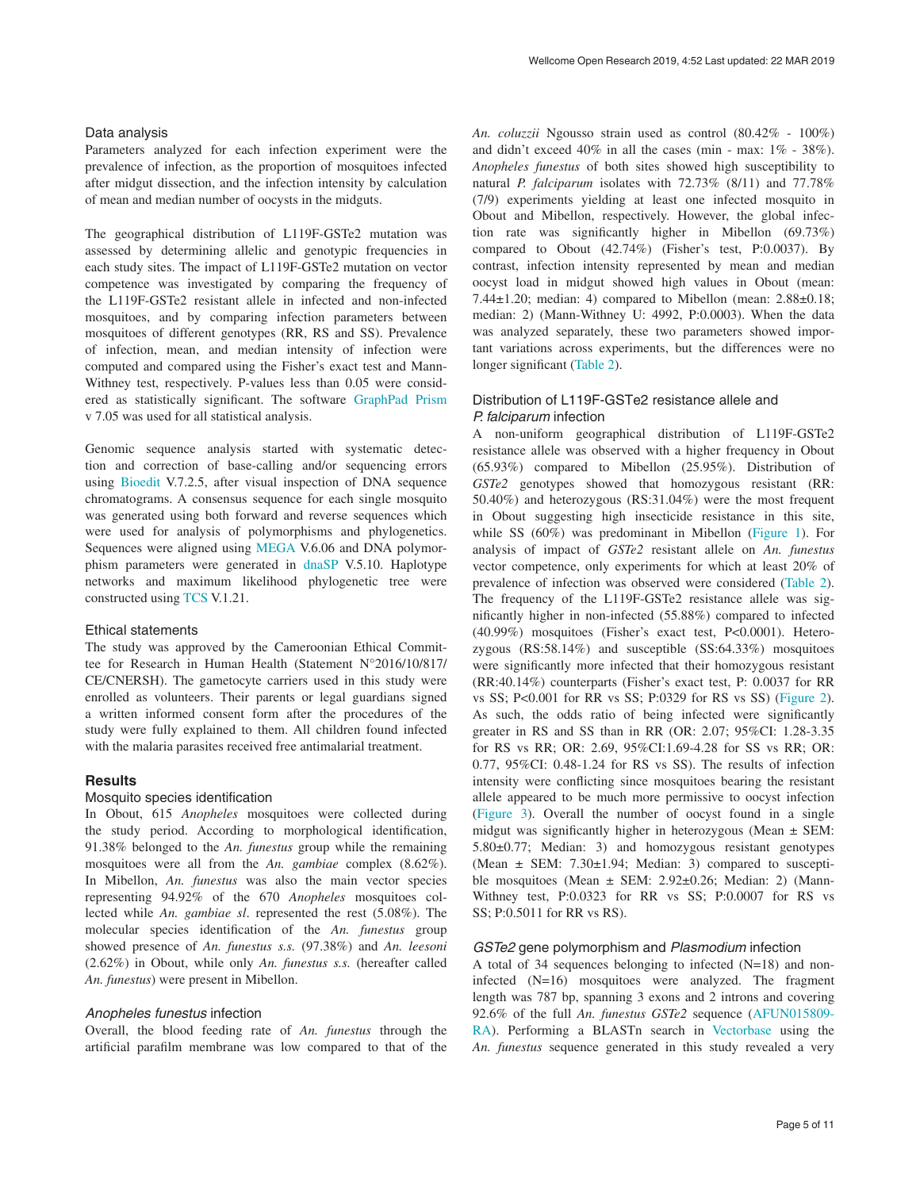### Data analysis

Parameters analyzed for each infection experiment were the prevalence of infection, as the proportion of mosquitoes infected after midgut dissection, and the infection intensity by calculation of mean and median number of oocysts in the midguts.

The geographical distribution of L119F-GSTe2 mutation was assessed by determining allelic and genotypic frequencies in each study sites. The impact of L119F-GSTe2 mutation on vector competence was investigated by comparing the frequency of the L119F-GSTe2 resistant allele in infected and non-infected mosquitoes, and by comparing infection parameters between mosquitoes of different genotypes (RR, RS and SS). Prevalence of infection, mean, and median intensity of infection were computed and compared using the Fisher's exact test and Mann-Withney test, respectively. P-values less than 0.05 were considered as statistically significant. The software GraphPad Prism v 7.05 was used for all statistical analysis.

Genomic sequence analysis started with systematic detection and correction of base-calling and/or sequencing errors using Bioedit V.7.2.5, after visual inspection of DNA sequence chromatograms. A consensus sequence for each single mosquito was generated using both forward and reverse sequences which were used for analysis of polymorphisms and phylogenetics. Sequences were aligned using MEGA V.6.06 and DNA polymorphism parameters were generated in dnaSP V.5.10. Haplotype networks and maximum likelihood phylogenetic tree were constructed using TCS V.1.21.

### Ethical statements

The study was approved by the Cameroonian Ethical Committee for Research in Human Health (Statement N°2016/10/817/CE/CNERSH). The gametocyte carriers used in this study were enrolled as volunteers. Their parents or legal guardians signed a written informed consent form after the procedures of the study were fully explained to them. All children found infected with the malaria parasites received free antimalarial treatment.

## Results

### Mosquito species identification

In Obout, 615 *Anopheles* mosquitoes were collected during the study period. According to morphological identification, 91.38% belonged to the *An. funestus* group while the remaining mosquitoes were all from the *An. gambiae* complex (8.62%). In Mibellon, *An. funestus* was also the main vector species representing 94.92% of the 670 *Anopheles* mosquitoes collected while *An. gambiae sl*. represented the rest (5.08%). The molecular species identification of the *An. funestus* group showed presence of *An. funestus s.s.* (97.38%) and *An. leesoni* (2.62%) in Obout, while only *An. funestus s.s.* (hereafter called *An. funestus*) were present in Mibellon.

### *Anopheles funestus* infection

Overall, the blood feeding rate of *An. funestus* through the artificial parafilm membrane was low compared to that of the *An. coluzzii* Ngousso strain used as control (80.42% - 100%) and didn't exceed 40% in all the cases (min - max: 1% - 38%). *Anopheles funestus* of both sites showed high susceptibility to natural *P. falciparum* isolates with 72.73% (8/11) and 77.78% (7/9) experiments yielding at least one infected mosquito in Obout and Mibellon, respectively. However, the global infection rate was significantly higher in Mibellon (69.73%) compared to Obout (42.74%) (Fisher's test, P:0.0037). By contrast, infection intensity represented by mean and median oocyst load in midgut showed high values in Obout (mean: 7.44±1.20; median: 4) compared to Mibellon (mean: 2.88±0.18; median: 2) (Mann-Withney U: 4992, P:0.0003). When the data was analyzed separately, these two parameters showed important variations across experiments, but the differences were no longer significant (Table 2).

### Distribution of L119F-GSTe2 resistance allele and *P. falciparum* infection

A non-uniform geographical distribution of L119F-GSTe2 resistance allele was observed with a higher frequency in Obout (65.93%) compared to Mibellon (25.95%). Distribution of *GSTe2* genotypes showed that homozygous resistant (RR: 50.40%) and heterozygous (RS:31.04%) were the most frequent in Obout suggesting high insecticide resistance in this site, while SS (60%) was predominant in Mibellon (Figure 1). For analysis of impact of *GSTe2* resistant allele on *An. funestus* vector competence, only experiments for which at least 20% of prevalence of infection was observed were considered (Table 2). The frequency of the L119F-GSTe2 resistance allele was significantly higher in non-infected (55.88%) compared to infected (40.99%) mosquitoes (Fisher's exact test, P<0.0001). Heterozygous (RS:58.14%) and susceptible (SS:64.33%) mosquitoes were significantly more infected that their homozygous resistant (RR:40.14%) counterparts (Fisher's exact test, P: 0.0037 for RR vs SS; P<0.001 for RR vs SS; P:0329 for RS vs SS) (Figure 2). As such, the odds ratio of being infected were significantly greater in RS and SS than in RR (OR: 2.07; 95%CI: 1.28-3.35 for RS vs RR; OR: 2.69, 95%CI:1.69-4.28 for SS vs RR; OR: 0.77, 95%CI: 0.48-1.24 for RS vs SS). The results of infection intensity were conflicting since mosquitoes bearing the resistant allele appeared to be much more permissive to oocyst infection (Figure 3). Overall the number of oocyst found in a single midgut was significantly higher in heterozygous (Mean ± SEM: 5.80±0.77; Median: 3) and homozygous resistant genotypes (Mean ± SEM: 7.30±1.94; Median: 3) compared to susceptible mosquitoes (Mean ± SEM: 2.92±0.26; Median: 2) (Mann-Withney test, P:0.0323 for RR vs SS; P:0.0007 for RS vs SS; P:0.5011 for RR vs RS).

### *GSTe2* gene polymorphism and *Plasmodium* infection

A total of 34 sequences belonging to infected (N=18) and non-infected (N=16) mosquitoes were analyzed. The fragment length was 787 bp, spanning 3 exons and 2 introns and covering 92.6% of the full *An. funestus GSTe2* sequence (AFUN015809-RA). Performing a BLASTn search in Vectorbase using the *An. funestus* sequence generated in this study revealed a very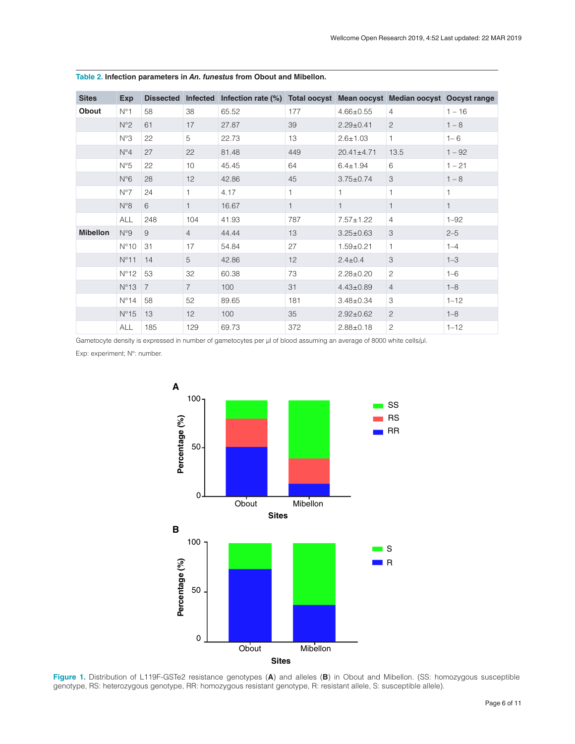**Table 2. Infection parameters in *An. funestus* from Obout and Mibellon.**

| Sites | Exp | Dissected | Infected | Infection rate (%) | Total oocyst | Mean oocyst | Median oocyst | Oocyst range |
|---|---|---|---|---|---|---|---|---|
| **Obout** | N°1 | 58 | 38 | 65.52 | 177 | 4.66±0.55 | 4 | 1 – 16 |
| | N°2 | 61 | 17 | 27.87 | 39 | 2.29±0.41 | 2 | 1 – 8 |
| | N°3 | 22 | 5 | 22.73 | 13 | 2.6±1.03 | 1 | 1– 6 |
| | N°4 | 27 | 22 | 81.48 | 449 | 20.41±4.71 | 13.5 | 1 – 92 |
| | N°5 | 22 | 10 | 45.45 | 64 | 6.4±1.94 | 6 | 1 – 21 |
| | N°6 | 28 | 12 | 42.86 | 45 | 3.75±0.74 | 3 | 1 – 8 |
| | N°7 | 24 | 1 | 4.17 | 1 | 1 | 1 | 1 |
| | N°8 | 6 | 1 | 16.67 | 1 | 1 | 1 | 1 |
| | ALL | 248 | 104 | 41.93 | 787 | 7.57±1.22 | 4 | 1–92 |
| **Mibellon** | N°9 | 9 | 4 | 44.44 | 13 | 3.25±0.63 | 3 | 2–5 |
| | N°10 | 31 | 17 | 54.84 | 27 | 1.59±0.21 | 1 | 1–4 |
| | N°11 | 14 | 5 | 42.86 | 12 | 2.4±0.4 | 3 | 1–3 |
| | N°12 | 53 | 32 | 60.38 | 73 | 2.28±0.20 | 2 | 1–6 |
| | N°13 | 7 | 7 | 100 | 31 | 4.43±0.89 | 4 | 1–8 |
| | N°14 | 58 | 52 | 89.65 | 181 | 3.48±0.34 | 3 | 1–12 |
| | N°15 | 13 | 12 | 100 | 35 | 2.92±0.62 | 2 | 1–8 |
| | ALL | 185 | 129 | 69.73 | 372 | 2.88±0.18 | 2 | 1–12 |

Gametocyte density is expressed in number of gametocytes per µl of blood assuming an average of 8000 white cells/µl.

Exp: experiment; N°: number.

**Figure 1.** Distribution of L119F-GSTe2 resistance genotypes (**A**) and alleles (**B**) in Obout and Mibellon. (SS: homozygous susceptible genotype, RS: heterozygous genotype, RR: homozygous resistant genotype, R: resistant allele, S: susceptible allele).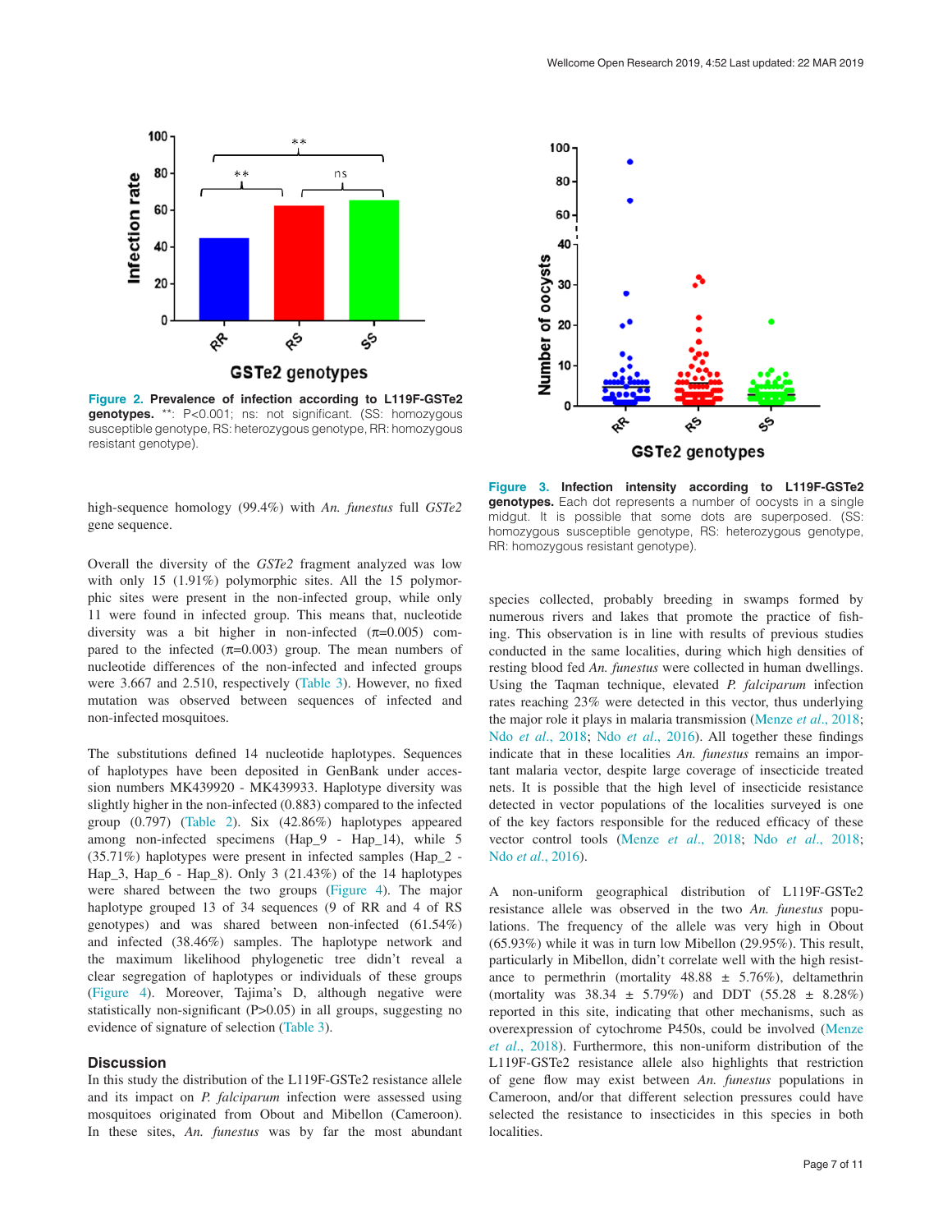**Figure 2. Prevalence of infection according to L119F-GSTe2 genotypes.** **: P<0.001; ns: not significant. (SS: homozygous susceptible genotype, RS: heterozygous genotype, RR: homozygous resistant genotype).

**Figure 3. Infection intensity according to L119F-GSTe2 genotypes.** Each dot represents a number of oocysts in a single midgut. It is possible that some dots are superposed. (SS: homozygous susceptible genotype, RS: heterozygous genotype, RR: homozygous resistant genotype).

high-sequence homology (99.4%) with *An. funestus* full *GSTe2* gene sequence.

Overall the diversity of the *GSTe2* fragment analyzed was low with only 15 (1.91%) polymorphic sites. All the 15 polymorphic sites were present in the non-infected group, while only 11 were found in infected group. This means that, nucleotide diversity was a bit higher in non-infected ($\pi$=0.005) compared to the infected ($\pi$=0.003) group. The mean numbers of nucleotide differences of the non-infected and infected groups were 3.667 and 2.510, respectively (Table 3). However, no fixed mutation was observed between sequences of infected and non-infected mosquitoes.

The substitutions defined 14 nucleotide haplotypes. Sequences of haplotypes have been deposited in GenBank under accession numbers MK439920 - MK439933. Haplotype diversity was slightly higher in the non-infected (0.883) compared to the infected group (0.797) (Table 2). Six (42.86%) haplotypes appeared among non-infected specimens (Hap_9 - Hap_14), while 5 (35.71%) haplotypes were present in infected samples (Hap_2 - Hap_3, Hap_6 - Hap_8). Only 3 (21.43%) of the 14 haplotypes were shared between the two groups (Figure 4). The major haplotype grouped 13 of 34 sequences (9 of RR and 4 of RS genotypes) and was shared between non-infected (61.54%) and infected (38.46%) samples. The haplotype network and the maximum likelihood phylogenetic tree didn't reveal a clear segregation of haplotypes or individuals of these groups (Figure 4). Moreover, Tajima's D, although negative were statistically non-significant (P>0.05) in all groups, suggesting no evidence of signature of selection (Table 3).

## Discussion

In this study the distribution of the L119F-GSTe2 resistance allele and its impact on *P. falciparum* infection were assessed using mosquitoes originated from Obout and Mibellon (Cameroon). In these sites, *An. funestus* was by far the most abundant species collected, probably breeding in swamps formed by numerous rivers and lakes that promote the practice of fishing. This observation is in line with results of previous studies conducted in the same localities, during which high densities of resting blood fed *An. funestus* were collected in human dwellings. Using the Taqman technique, elevated *P. falciparum* infection rates reaching 23% were detected in this vector, thus underlying the major role it plays in malaria transmission (Menze *et al.*, 2018; Ndo *et al.*, 2018; Ndo *et al.*, 2016). All together these findings indicate that in these localities *An. funestus* remains an important malaria vector, despite large coverage of insecticide treated nets. It is possible that the high level of insecticide resistance detected in vector populations of the localities surveyed is one of the key factors responsible for the reduced efficacy of these vector control tools (Menze *et al.*, 2018; Ndo *et al.*, 2018; Ndo *et al.*, 2016).

A non-uniform geographical distribution of L119F-GSTe2 resistance allele was observed in the two *An. funestus* populations. The frequency of the allele was very high in Obout (65.93%) while it was in turn low Mibellon (29.95%). This result, particularly in Mibellon, didn't correlate well with the high resistance to permethrin (mortality 48.88 ± 5.76%), deltamethrin (mortality was 38.34 ± 5.79%) and DDT (55.28 ± 8.28%) reported in this site, indicating that other mechanisms, such as overexpression of cytochrome P450s, could be involved (Menze *et al.*, 2018). Furthermore, this non-uniform distribution of the L119F-GSTe2 resistance allele also highlights that restriction of gene flow may exist between *An. funestus* populations in Cameroon, and/or that different selection pressures could have selected the resistance to insecticides in this species in both localities.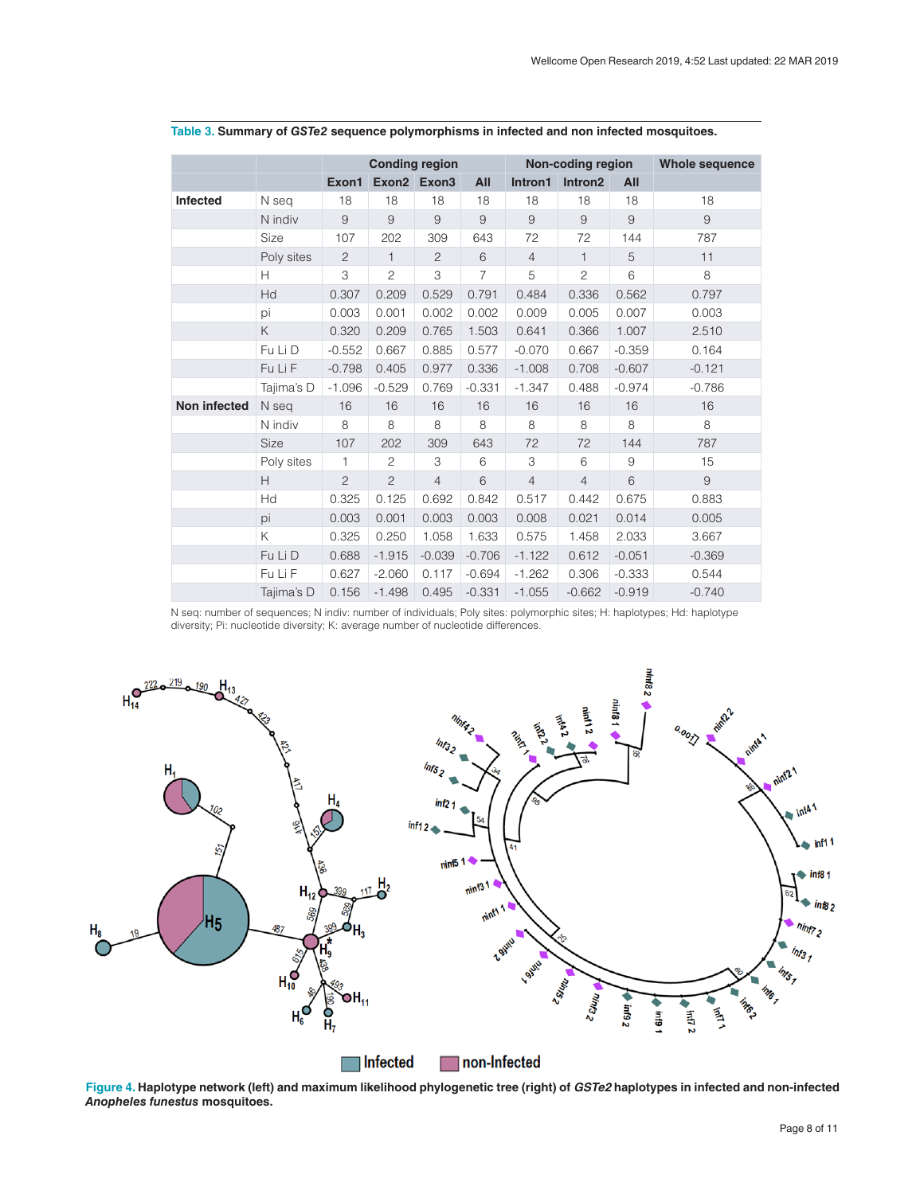**Table 3. Summary of *GSTe2* sequence polymorphisms in infected and non infected mosquitoes.**

| | | Conding region | | | | Non-coding region | | | Whole sequence |
|---|---|---|---|---|---|---|---|---|---|
| | | Exon1 | Exon2 | Exon3 | All | Intron1 | Intron2 | All | |
| **Infected** | N seq | 18 | 18 | 18 | 18 | 18 | 18 | 18 | 18 |
| | N indiv | 9 | 9 | 9 | 9 | 9 | 9 | 9 | 9 |
| | Size | 107 | 202 | 309 | 643 | 72 | 72 | 144 | 787 |
| | Poly sites | 2 | 1 | 2 | 6 | 4 | 1 | 5 | 11 |
| | H | 3 | 2 | 3 | 7 | 5 | 2 | 6 | 8 |
| | Hd | 0.307 | 0.209 | 0.529 | 0.791 | 0.484 | 0.336 | 0.562 | 0.797 |
| | pi | 0.003 | 0.001 | 0.002 | 0.002 | 0.009 | 0.005 | 0.007 | 0.003 |
| | K | 0.320 | 0.209 | 0.765 | 1.503 | 0.641 | 0.366 | 1.007 | 2.510 |
| | Fu Li D | -0.552 | 0.667 | 0.885 | 0.577 | -0.070 | 0.667 | -0.359 | 0.164 |
| | Fu Li F | -0.798 | 0.405 | 0.977 | 0.336 | -1.008 | 0.708 | -0.607 | -0.121 |
| | Tajima's D | -1.096 | -0.529 | 0.769 | -0.331 | -1.347 | 0.488 | -0.974 | -0.786 |
| **Non infected** | N seq | 16 | 16 | 16 | 16 | 16 | 16 | 16 | 16 |
| | N indiv | 8 | 8 | 8 | 8 | 8 | 8 | 8 | 8 |
| | Size | 107 | 202 | 309 | 643 | 72 | 72 | 144 | 787 |
| | Poly sites | 1 | 2 | 3 | 6 | 3 | 6 | 9 | 15 |
| | H | 2 | 2 | 4 | 6 | 4 | 4 | 6 | 9 |
| | Hd | 0.325 | 0.125 | 0.692 | 0.842 | 0.517 | 0.442 | 0.675 | 0.883 |
| | pi | 0.003 | 0.001 | 0.003 | 0.003 | 0.008 | 0.021 | 0.014 | 0.005 |
| | K | 0.325 | 0.250 | 1.058 | 1.633 | 0.575 | 1.458 | 2.033 | 3.667 |
| | Fu Li D | 0.688 | -1.915 | -0.039 | -0.706 | -1.122 | 0.612 | -0.051 | -0.369 |
| | Fu Li F | 0.627 | -2.060 | 0.117 | -0.694 | -1.262 | 0.306 | -0.333 | 0.544 |
| | Tajima's D | 0.156 | -1.498 | 0.495 | -0.331 | -1.055 | -0.662 | -0.919 | -0.740 |

N seq: number of sequences; N indiv: number of individuals; Poly sites: polymorphic sites; H: haplotypes; Hd: haplotype diversity; Pi: nucleotide diversity; K: average number of nucleotide differences.

**Figure 4. Haplotype network (left) and maximum likelihood phylogenetic tree (right) of *GSTe2* haplotypes in infected and non-infected *Anopheles funestus* mosquitoes.**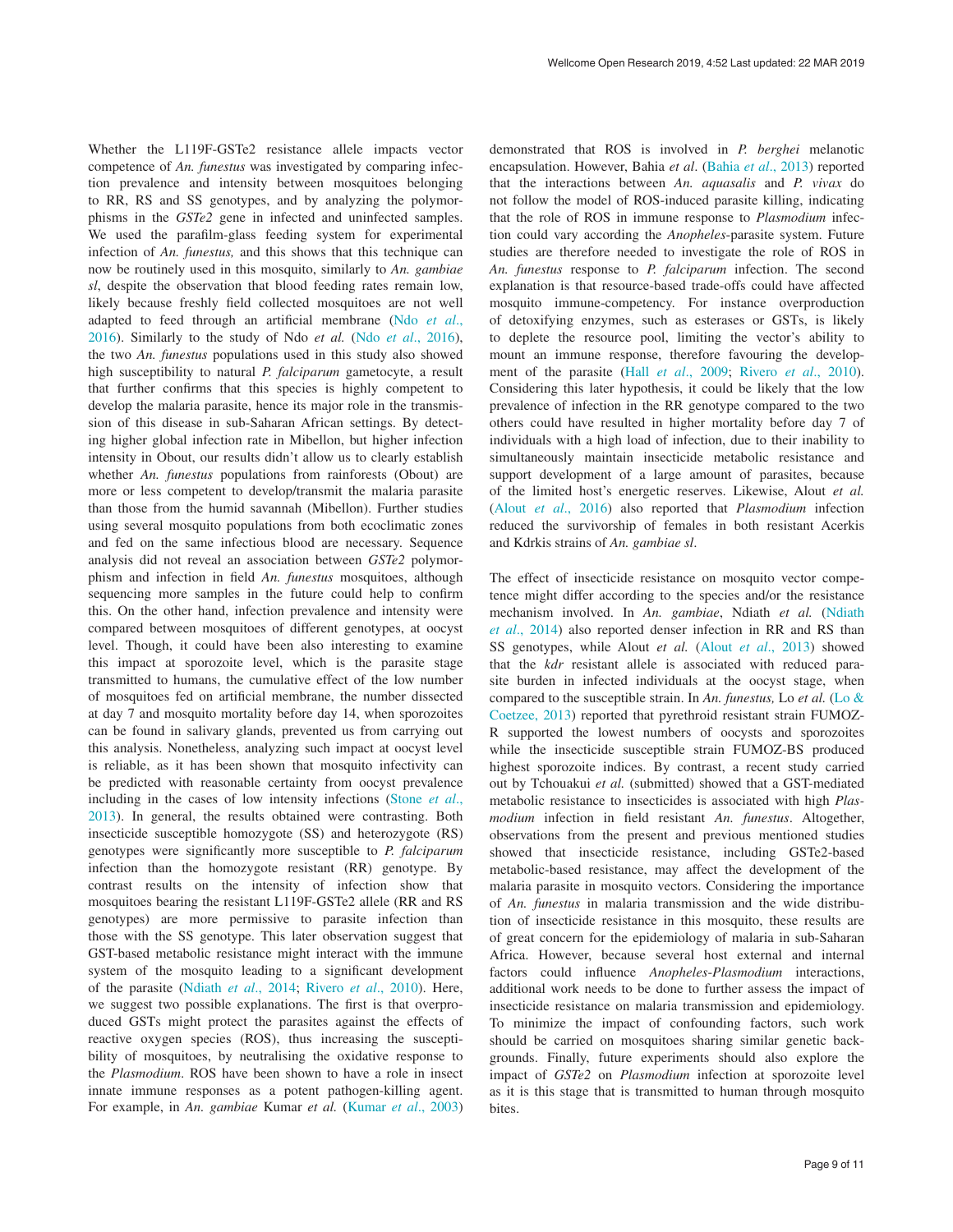Whether the L119F-GSTe2 resistance allele impacts vector competence of *An. funestus* was investigated by comparing infection prevalence and intensity between mosquitoes belonging to RR, RS and SS genotypes, and by analyzing the polymorphisms in the *GSTe2* gene in infected and uninfected samples. We used the parafilm-glass feeding system for experimental infection of *An. funestus,* and this shows that this technique can now be routinely used in this mosquito, similarly to *An. gambiae sl*, despite the observation that blood feeding rates remain low, likely because freshly field collected mosquitoes are not well adapted to feed through an artificial membrane (Ndo *et al*., 2016). Similarly to the study of Ndo *et al.* (Ndo *et al*., 2016), the two *An. funestus* populations used in this study also showed high susceptibility to natural *P. falciparum* gametocyte, a result that further confirms that this species is highly competent to develop the malaria parasite, hence its major role in the transmission of this disease in sub-Saharan African settings. By detecting higher global infection rate in Mibellon, but higher infection intensity in Obout, our results didn't allow us to clearly establish whether *An. funestus* populations from rainforests (Obout) are more or less competent to develop/transmit the malaria parasite than those from the humid savannah (Mibellon). Further studies using several mosquito populations from both ecoclimatic zones and fed on the same infectious blood are necessary. Sequence analysis did not reveal an association between *GSTe2* polymorphism and infection in field *An. funestus* mosquitoes, although sequencing more samples in the future could help to confirm this. On the other hand, infection prevalence and intensity were compared between mosquitoes of different genotypes, at oocyst level. Though, it could have been also interesting to examine this impact at sporozoite level, which is the parasite stage transmitted to humans, the cumulative effect of the low number of mosquitoes fed on artificial membrane, the number dissected at day 7 and mosquito mortality before day 14, when sporozoites can be found in salivary glands, prevented us from carrying out this analysis. Nonetheless, analyzing such impact at oocyst level is reliable, as it has been shown that mosquito infectivity can be predicted with reasonable certainty from oocyst prevalence including in the cases of low intensity infections (Stone *et al*., 2013). In general, the results obtained were contrasting. Both insecticide susceptible homozygote (SS) and heterozygote (RS) genotypes were significantly more susceptible to *P. falciparum* infection than the homozygote resistant (RR) genotype. By contrast results on the intensity of infection show that mosquitoes bearing the resistant L119F-GSTe2 allele (RR and RS genotypes) are more permissive to parasite infection than those with the SS genotype. This later observation suggest that GST-based metabolic resistance might interact with the immune system of the mosquito leading to a significant development of the parasite (Ndiath *et al*., 2014; Rivero *et al*., 2010). Here, we suggest two possible explanations. The first is that overproduced GSTs might protect the parasites against the effects of reactive oxygen species (ROS), thus increasing the susceptibility of mosquitoes, by neutralising the oxidative response to the *Plasmodium*. ROS have been shown to have a role in insect innate immune responses as a potent pathogen-killing agent. For example, in *An. gambiae* Kumar *et al.* (Kumar *et al*., 2003) demonstrated that ROS is involved in *P. berghei* melanotic encapsulation. However, Bahia *et al*. (Bahia *et al*., 2013) reported that the interactions between *An. aquasalis* and *P. vivax* do not follow the model of ROS-induced parasite killing, indicating that the role of ROS in immune response to *Plasmodium* infection could vary according the *Anopheles*-parasite system. Future studies are therefore needed to investigate the role of ROS in *An. funestus* response to *P. falciparum* infection. The second explanation is that resource-based trade-offs could have affected mosquito immune-competency. For instance overproduction of detoxifying enzymes, such as esterases or GSTs, is likely to deplete the resource pool, limiting the vector's ability to mount an immune response, therefore favouring the development of the parasite (Hall *et al*., 2009; Rivero *et al*., 2010). Considering this later hypothesis, it could be likely that the low prevalence of infection in the RR genotype compared to the two others could have resulted in higher mortality before day 7 of individuals with a high load of infection, due to their inability to simultaneously maintain insecticide metabolic resistance and support development of a large amount of parasites, because of the limited host's energetic reserves. Likewise, Alout *et al.* (Alout *et al*., 2016) also reported that *Plasmodium* infection reduced the survivorship of females in both resistant Acerkis and Kdrkis strains of *An. gambiae sl*.

The effect of insecticide resistance on mosquito vector competence might differ according to the species and/or the resistance mechanism involved. In *An. gambiae*, Ndiath *et al.* (Ndiath *et al*., 2014) also reported denser infection in RR and RS than SS genotypes, while Alout *et al.* (Alout *et al*., 2013) showed that the *kdr* resistant allele is associated with reduced parasite burden in infected individuals at the oocyst stage, when compared to the susceptible strain. In *An. funestus,* Lo *et al.* (Lo & Coetzee, 2013) reported that pyrethroid resistant strain FUMOZ-R supported the lowest numbers of oocysts and sporozoites while the insecticide susceptible strain FUMOZ-BS produced highest sporozoite indices. By contrast, a recent study carried out by Tchouakui *et al.* (submitted) showed that a GST-mediated metabolic resistance to insecticides is associated with high *Plasmodium* infection in field resistant *An. funestus*. Altogether, observations from the present and previous mentioned studies showed that insecticide resistance, including GSTe2-based metabolic-based resistance, may affect the development of the malaria parasite in mosquito vectors. Considering the importance of *An. funestus* in malaria transmission and the wide distribution of insecticide resistance in this mosquito, these results are of great concern for the epidemiology of malaria in sub-Saharan Africa. However, because several host external and internal factors could influence *Anopheles-Plasmodium* interactions, additional work needs to be done to further assess the impact of insecticide resistance on malaria transmission and epidemiology. To minimize the impact of confounding factors, such work should be carried on mosquitoes sharing similar genetic backgrounds. Finally, future experiments should also explore the impact of *GSTe2* on *Plasmodium* infection at sporozoite level as it is this stage that is transmitted to human through mosquito bites.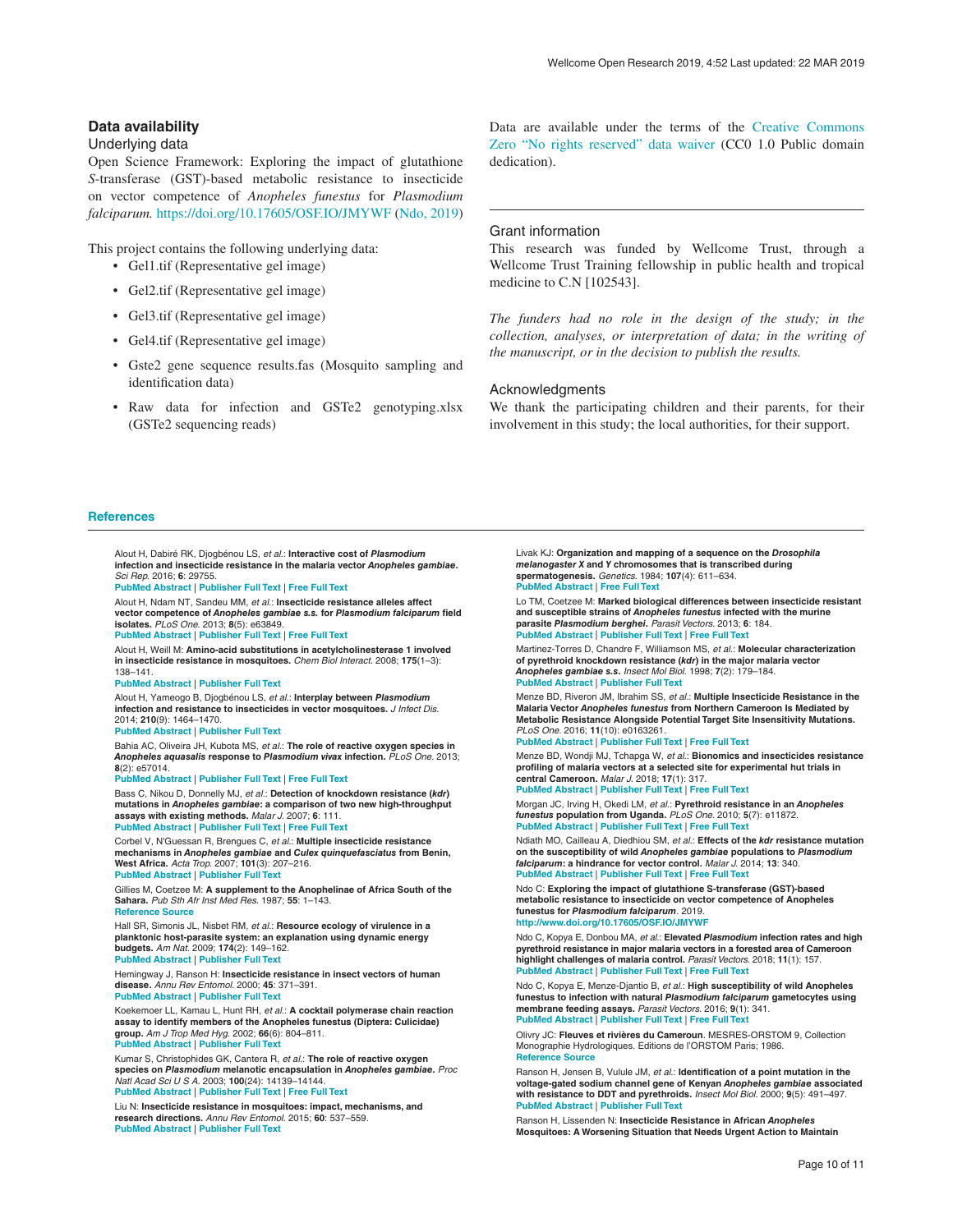## Data availability

### Underlying data

Open Science Framework: Exploring the impact of glutathione *S*-transferase (GST)-based metabolic resistance to insecticide on vector competence of *Anopheles funestus* for *Plasmodium falciparum*. https://doi.org/10.17605/OSF.IO/JMYWF (Ndo, 2019)

This project contains the following underlying data:

- Gel1.tif (Representative gel image)
- Gel2.tif (Representative gel image)
- Gel3.tif (Representative gel image)
- Gel4.tif (Representative gel image)
- Gste2 gene sequence results.fas (Mosquito sampling and identification data)
- Raw data for infection and GSTe2 genotyping.xlsx (GSTe2 sequencing reads)

Data are available under the terms of the Creative Commons Zero "No rights reserved" data waiver (CC0 1.0 Public domain dedication).

### Grant information

This research was funded by Wellcome Trust, through a Wellcome Trust Training fellowship in public health and tropical medicine to C.N [102543].

*The funders had no role in the design of the study; in the collection, analyses, or interpretation of data; in the writing of the manuscript, or in the decision to publish the results.*

### Acknowledgments

We thank the participating children and their parents, for their involvement in this study; the local authorities, for their support.

## References

Alout H, Dabiré RK, Djogbénou LS, *et al.*: **Interactive cost of *Plasmodium* infection and insecticide resistance in the malaria vector *Anopheles gambiae*.** *Sci Rep.* 2016; **6**: 29755.
PubMed Abstract | Publisher Full Text | Free Full Text

Alout H, Ndam NT, Sandeu MM, *et al.*: **Insecticide resistance alleles affect vector competence of *Anopheles gambiae s.s.* for *Plasmodium falciparum* field isolates.** *PLoS One.* 2013; **8**(5): e63849.
PubMed Abstract | Publisher Full Text | Free Full Text

Alout H, Weill M: **Amino-acid substitutions in acetylcholinesterase 1 involved in insecticide resistance in mosquitoes.** *Chem Biol Interact.* 2008; **175**(1–3): 138–141.
PubMed Abstract | Publisher Full Text

Alout H, Yameogo B, Djogbénou LS, *et al.*: **Interplay between *Plasmodium* infection and resistance to insecticides in vector mosquitoes.** *J Infect Dis.* 2014; **210**(9): 1464–1470.
PubMed Abstract | Publisher Full Text

Bahia AC, Oliveira JH, Kubota MS, *et al.*: **The role of reactive oxygen species in *Anopheles aquasalis* response to *Plasmodium vivax* infection.** *PLoS One.* 2013; **8**(2): e57014.
PubMed Abstract | Publisher Full Text | Free Full Text

Bass C, Nikou D, Donnelly MJ, *et al.*: **Detection of knockdown resistance (*kdr*) mutations in *Anopheles gambiae*: a comparison of two new high-throughput assays with existing methods.** *Malar J.* 2007; **6**: 111.
PubMed Abstract | Publisher Full Text | Free Full Text

Corbel V, N'Guessan R, Brengues C, *et al.*: **Multiple insecticide resistance mechanisms in *Anopheles gambiae* and *Culex quinquefasciatus* from Benin, West Africa.** *Acta Trop.* 2007; **101**(3): 207–216.
PubMed Abstract | Publisher Full Text

Gillies M, Coetzee M: **A supplement to the Anophelinae of Africa South of the Sahara.** *Pub Sth Afr Inst Med Res.* 1987; **55**: 1–143.
Reference Source

Hall SR, Simonis JL, Nisbet RM, *et al.*: **Resource ecology of virulence in a planktonic host-parasite system: an explanation using dynamic energy budgets.** *Am Nat.* 2009; **174**(2): 149–162.
PubMed Abstract | Publisher Full Text

Hemingway J, Ranson H: **Insecticide resistance in insect vectors of human disease.** *Annu Rev Entomol.* 2000; **45**: 371–391.
PubMed Abstract | Publisher Full Text

Koekemoer LL, Kamau L, Hunt RH, *et al.*: **A cocktail polymerase chain reaction assay to identify members of the Anopheles funestus (Diptera: Culicidae) group.** *Am J Trop Med Hyg.* 2002; **66**(6): 804–811.
PubMed Abstract | Publisher Full Text

Kumar S, Christophides GK, Cantera R, *et al.*: **The role of reactive oxygen species on *Plasmodium* melanotic encapsulation in *Anopheles gambiae*.** *Proc Natl Acad Sci U S A.* 2003; **100**(24): 14139–14144.
PubMed Abstract | Publisher Full Text | Free Full Text

Liu N: **Insecticide resistance in mosquitoes: impact, mechanisms, and research directions.** *Annu Rev Entomol.* 2015; **60**: 537–559.
PubMed Abstract | Publisher Full Text

Livak KJ: **Organization and mapping of a sequence on the *Drosophila melanogaster X* and *Y* chromosomes that is transcribed during spermatogenesis.** *Genetics.* 1984; **107**(4): 611–634.
PubMed Abstract | Free Full Text

Lo TM, Coetzee M: **Marked biological differences between insecticide resistant and susceptible strains of *Anopheles funestus* infected with the murine parasite *Plasmodium berghei*.** *Parasit Vectors.* 2013; **6**: 184.
PubMed Abstract | Publisher Full Text | Free Full Text

Martinez-Torres D, Chandre F, Williamson MS, *et al.*: **Molecular characterization of pyrethroid knockdown resistance (*kdr*) in the major malaria vector *Anopheles gambiae s.s.*** *Insect Mol Biol.* 1998; **7**(2): 179–184.
PubMed Abstract | Publisher Full Text

Menze BD, Riveron JM, Ibrahim SS, *et al.*: **Multiple Insecticide Resistance in the Malaria Vector *Anopheles funestus* from Northern Cameroon Is Mediated by Metabolic Resistance Alongside Potential Target Site Insensitivity Mutations.** *PLoS One.* 2016; **11**(10): e0163261.
PubMed Abstract | Publisher Full Text | Free Full Text

Menze BD, Wondji MJ, Tchapga W, *et al.*: **Bionomics and insecticides resistance profiling of malaria vectors at a selected site for experimental hut trials in central Cameroon.** *Malar J.* 2018; **17**(1): 317.
PubMed Abstract | Publisher Full Text | Free Full Text

Morgan JC, Irving H, Okedi LM, *et al.*: **Pyrethroid resistance in an *Anopheles funestus* population from Uganda.** *PLoS One.* 2010; **5**(7): e11872.
PubMed Abstract | Publisher Full Text | Free Full Text

Ndiath MO, Cailleau A, Diedhiou SM, *et al.*: **Effects of the *kdr* resistance mutation on the susceptibility of wild *Anopheles gambiae* populations to *Plasmodium falciparum*: a hindrance for vector control.** *Malar J.* 2014; **13**: 340.
PubMed Abstract | Publisher Full Text | Free Full Text

Ndo C: **Exploring the impact of glutathione S-transferase (GST)-based metabolic resistance to insecticide on vector competence of Anopheles funestus for *Plasmodium falciparum*.** 2019.
http://www.doi.org/10.17605/OSF.IO/JMYWF

Ndo C, Kopya E, Donbou MA, *et al.*: **Elevated *Plasmodium* infection rates and high pyrethroid resistance in major malaria vectors in a forested area of Cameroon highlight challenges of malaria control.** *Parasit Vectors.* 2018; **11**(1): 157.
PubMed Abstract | Publisher Full Text | Free Full Text

Ndo C, Kopya E, Menze-Djantio B, *et al.*: **High susceptibility of wild Anopheles funestus to infection with natural *Plasmodium falciparum* gametocytes using membrane feeding assays.** *Parasit Vectors.* 2016; **9**(1): 341.
PubMed Abstract | Publisher Full Text | Free Full Text

Olivry JC: **Fleuves et rivières du Cameroun**. MESRES-ORSTOM 9, Collection Monographie Hydrologiques. Editions de l'ORSTOM Paris; 1986.
Reference Source

Ranson H, Jensen B, Vulule JM, *et al.*: **Identification of a point mutation in the voltage-gated sodium channel gene of Kenyan *Anopheles gambiae* associated with resistance to DDT and pyrethroids.** *Insect Mol Biol.* 2000; **9**(5): 491–497.
PubMed Abstract | Publisher Full Text

Ranson H, Lissenden N: **Insecticide Resistance in African *Anopheles* Mosquitoes: A Worsening Situation that Needs Urgent Action to Maintain**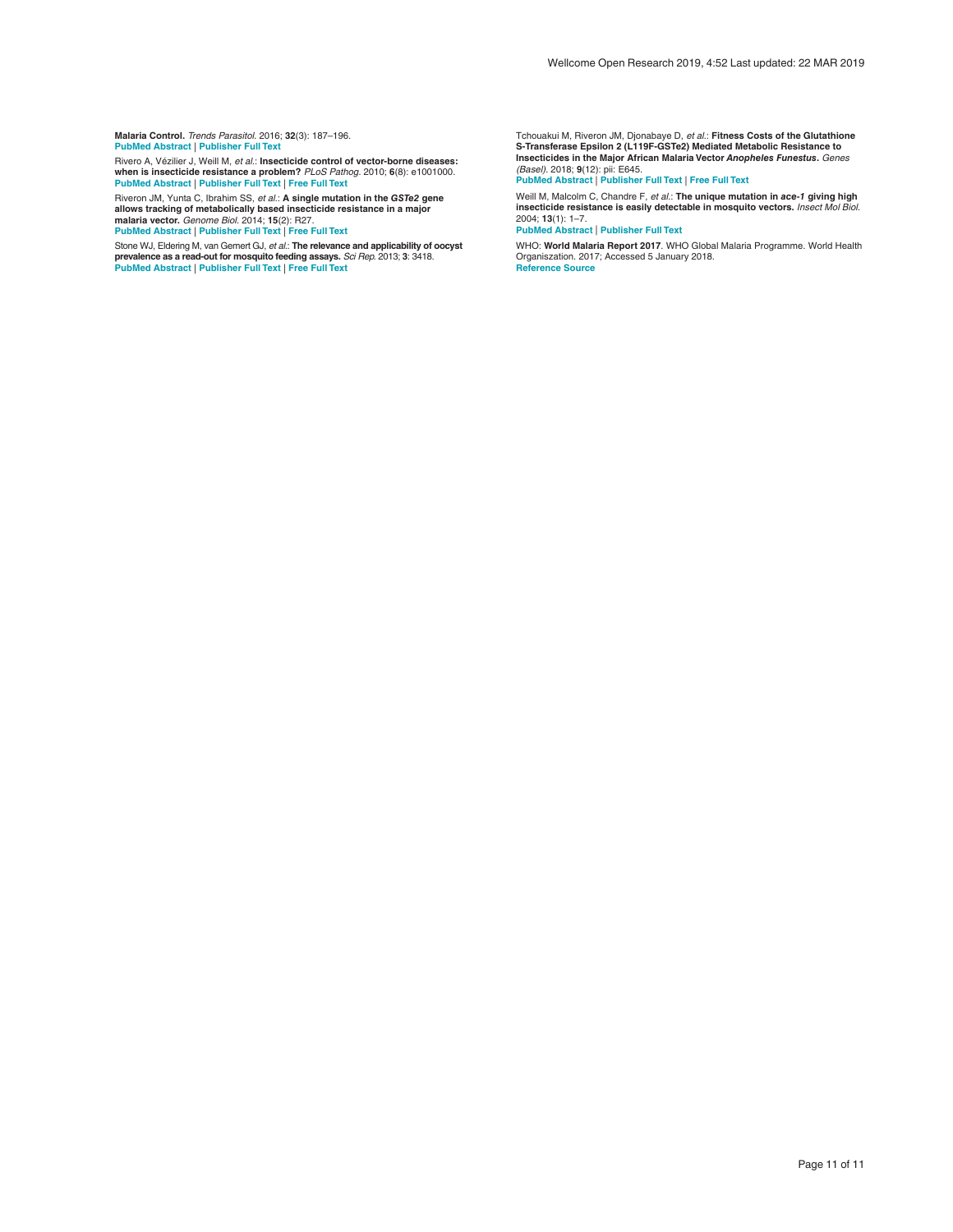**Malaria Control.** *Trends Parasitol.* 2016; **32**(3): 187–196.
PubMed Abstract | Publisher Full Text

Rivero A, Vézilier J, Weill M, *et al.*: **Insecticide control of vector-borne diseases: when is insecticide resistance a problem?** *PLoS Pathog.* 2010; **6**(8): e1001000.
PubMed Abstract | Publisher Full Text | Free Full Text

Riveron JM, Yunta C, Ibrahim SS, *et al.*: **A single mutation in the *GSTe2* gene allows tracking of metabolically based insecticide resistance in a major malaria vector.** *Genome Biol.* 2014; **15**(2): R27.
PubMed Abstract | Publisher Full Text | Free Full Text

Stone WJ, Eldering M, van Gemert GJ, *et al.*: **The relevance and applicability of oocyst prevalence as a read-out for mosquito feeding assays.** *Sci Rep.* 2013; **3**: 3418.
PubMed Abstract | Publisher Full Text | Free Full Text

Tchouakui M, Riveron JM, Djonabaye D, *et al.*: **Fitness Costs of the Glutathione S-Transferase Epsilon 2 (L119F-GSTe2) Mediated Metabolic Resistance to Insecticides in the Major African Malaria Vector *Anopheles Funestus*.** *Genes (Basel).* 2018; **9**(12): pii: E645.
PubMed Abstract | Publisher Full Text | Free Full Text

Weill M, Malcolm C, Chandre F, *et al.*: **The unique mutation in *ace-1* giving high insecticide resistance is easily detectable in mosquito vectors.** *Insect Mol Biol.* 2004; **13**(1): 1–7.
PubMed Abstract | Publisher Full Text

WHO: **World Malaria Report 2017**. WHO Global Malaria Programme. World Health Organiszation. 2017; Accessed 5 January 2018.
Reference Source